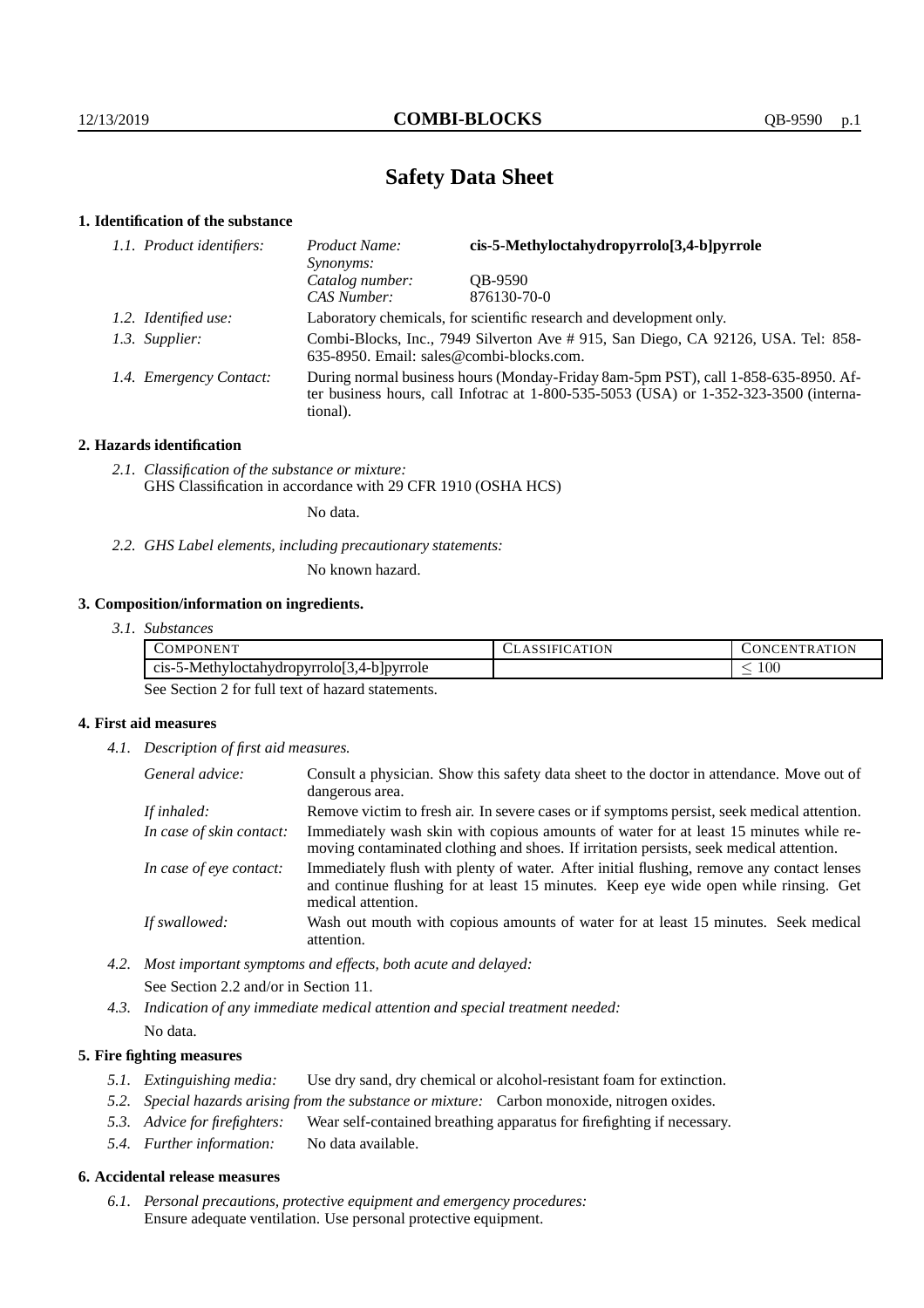# Safety Data Sheet

## 1. Identification of the substance

*1.1. Product identifiers:*

| | | |
|---|---|---|
| *Product Name:* | **cis-5-Methyloctahydropyrrolo[3,4-b]pyrrole** |
| *Synonyms:* | |
| *Catalog number:* | QB-9590 |
| *CAS Number:* | 876130-70-0 |

*1.2. Identified use:* Laboratory chemicals, for scientific research and development only.

*1.3. Supplier:* Combi-Blocks, Inc., 7949 Silverton Ave # 915, San Diego, CA 92126, USA. Tel: 858-635-8950. Email: sales@combi-blocks.com.

*1.4. Emergency Contact:* During normal business hours (Monday-Friday 8am-5pm PST), call 1-858-635-8950. After business hours, call Infotrac at 1-800-535-5053 (USA) or 1-352-323-3500 (international).

## 2. Hazards identification

*2.1. Classification of the substance or mixture:*
GHS Classification in accordance with 29 CFR 1910 (OSHA HCS)

No data.

*2.2. GHS Label elements, including precautionary statements:*

No known hazard.

## 3. Composition/information on ingredients.

*3.1. Substances*

| COMPONENT | CLASSIFICATION | CONCENTRATION |
|---|---|---|
| cis-5-Methyloctahydropyrrolo[3,4-b]pyrrole | | $\leq 100$ |

See Section 2 for full text of hazard statements.

## 4. First aid measures

*4.1. Description of first aid measures.*

*General advice:* Consult a physician. Show this safety data sheet to the doctor in attendance. Move out of dangerous area.

*If inhaled:* Remove victim to fresh air. In severe cases or if symptoms persist, seek medical attention.

*In case of skin contact:* Immediately wash skin with copious amounts of water for at least 15 minutes while removing contaminated clothing and shoes. If irritation persists, seek medical attention.

*In case of eye contact:* Immediately flush with plenty of water. After initial flushing, remove any contact lenses and continue flushing for at least 15 minutes. Keep eye wide open while rinsing. Get medical attention.

*If swallowed:* Wash out mouth with copious amounts of water for at least 15 minutes. Seek medical attention.

*4.2. Most important symptoms and effects, both acute and delayed:*

See Section 2.2 and/or in Section 11.

*4.3. Indication of any immediate medical attention and special treatment needed:*

No data.

## 5. Fire fighting measures

*5.1. Extinguishing media:* Use dry sand, dry chemical or alcohol-resistant foam for extinction.

*5.2. Special hazards arising from the substance or mixture:* Carbon monoxide, nitrogen oxides.

*5.3. Advice for firefighters:* Wear self-contained breathing apparatus for firefighting if necessary.

*5.4. Further information:* No data available.

## 6. Accidental release measures

*6.1. Personal precautions, protective equipment and emergency procedures:*
Ensure adequate ventilation. Use personal protective equipment.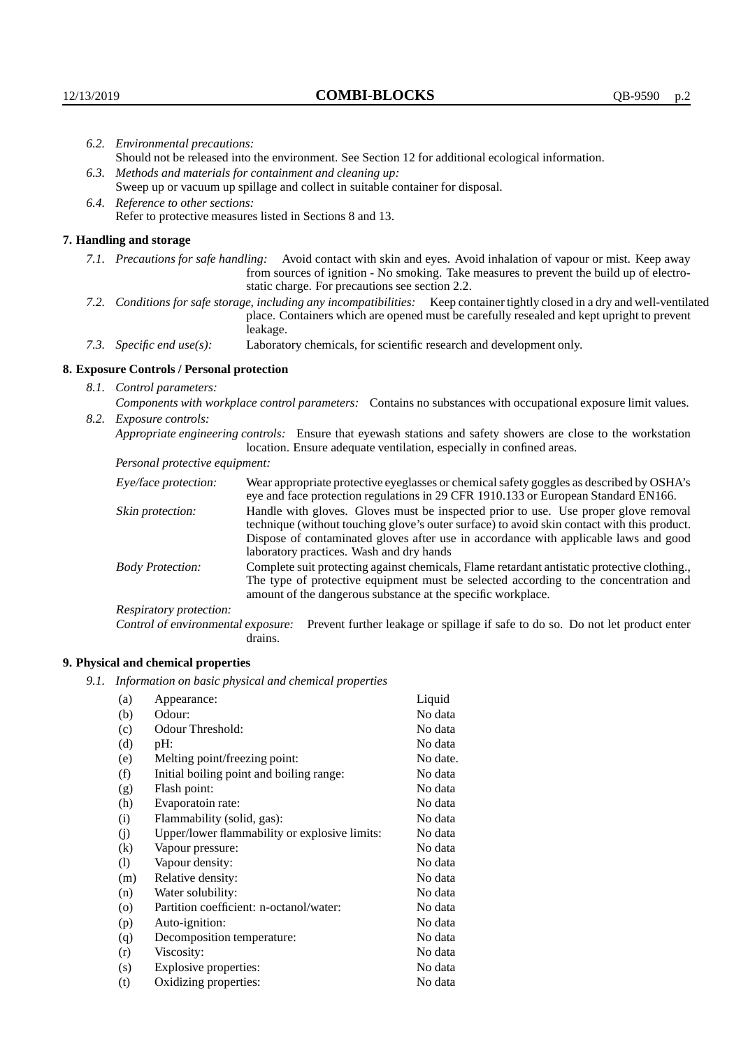*6.2. Environmental precautions:*
Should not be released into the environment. See Section 12 for additional ecological information.

*6.3. Methods and materials for containment and cleaning up:*
Sweep up or vacuum up spillage and collect in suitable container for disposal.

*6.4. Reference to other sections:*
Refer to protective measures listed in Sections 8 and 13.

## 7. Handling and storage

*7.1. Precautions for safe handling:* Avoid contact with skin and eyes. Avoid inhalation of vapour or mist. Keep away from sources of ignition - No smoking. Take measures to prevent the build up of electrostatic charge. For precautions see section 2.2.

*7.2. Conditions for safe storage, including any incompatibilities:* Keep container tightly closed in a dry and well-ventilated place. Containers which are opened must be carefully resealed and kept upright to prevent leakage.

*7.3. Specific end use(s):* Laboratory chemicals, for scientific research and development only.

## 8. Exposure Controls / Personal protection

*8.1. Control parameters:*
*Components with workplace control parameters:* Contains no substances with occupational exposure limit values.

*8.2. Exposure controls:*
*Appropriate engineering controls:* Ensure that eyewash stations and safety showers are close to the workstation location. Ensure adequate ventilation, especially in confined areas.

*Personal protective equipment:*

*Eye/face protection:* Wear appropriate protective eyeglasses or chemical safety goggles as described by OSHA's eye and face protection regulations in 29 CFR 1910.133 or European Standard EN166.

*Skin protection:* Handle with gloves. Gloves must be inspected prior to use. Use proper glove removal technique (without touching glove's outer surface) to avoid skin contact with this product. Dispose of contaminated gloves after use in accordance with applicable laws and good laboratory practices. Wash and dry hands

*Body Protection:* Complete suit protecting against chemicals, Flame retardant antistatic protective clothing., The type of protective equipment must be selected according to the concentration and amount of the dangerous substance at the specific workplace.

*Respiratory protection:*

*Control of environmental exposure:* Prevent further leakage or spillage if safe to do so. Do not let product enter drains.

## 9. Physical and chemical properties

*9.1. Information on basic physical and chemical properties*

| | | |
|---|---|---|
| (a) | Appearance: | Liquid |
| (b) | Odour: | No data |
| (c) | Odour Threshold: | No data |
| (d) | pH: | No data |
| (e) | Melting point/freezing point: | No date. |
| (f) | Initial boiling point and boiling range: | No data |
| (g) | Flash point: | No data |
| (h) | Evaporatoin rate: | No data |
| (i) | Flammability (solid, gas): | No data |
| (j) | Upper/lower flammability or explosive limits: | No data |
| (k) | Vapour pressure: | No data |
| (l) | Vapour density: | No data |
| (m) | Relative density: | No data |
| (n) | Water solubility: | No data |
| (o) | Partition coefficient: n-octanol/water: | No data |
| (p) | Auto-ignition: | No data |
| (q) | Decomposition temperature: | No data |
| (r) | Viscosity: | No data |
| (s) | Explosive properties: | No data |
| (t) | Oxidizing properties: | No data |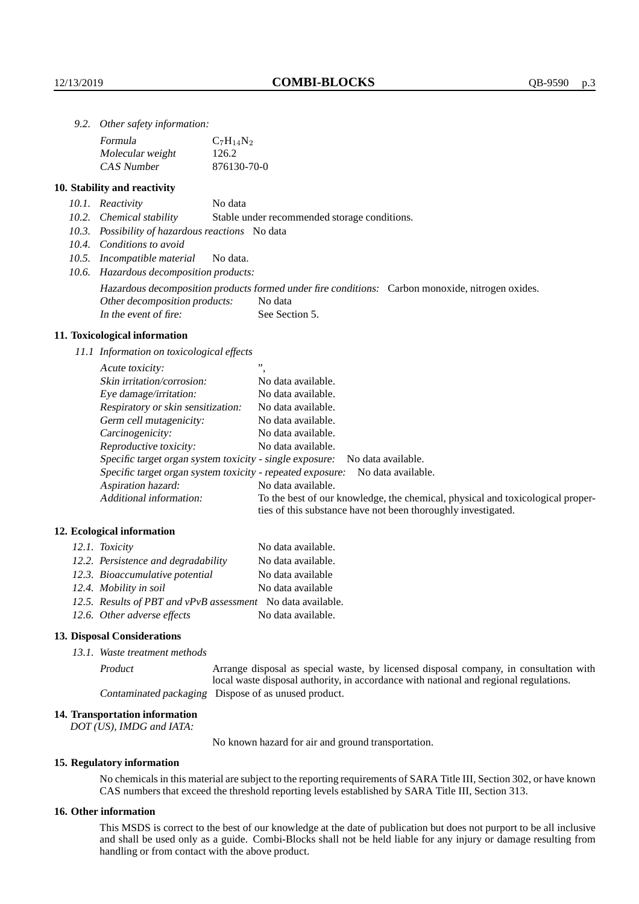*9.2. Other safety information:*

| | |
|---|---|
| *Formula* | $C_7H_{14}N_2$ |
| *Molecular weight* | 126.2 |
| *CAS Number* | 876130-70-0 |

### 10. Stability and reactivity

*10.1. Reactivity* No data

*10.2. Chemical stability* Stable under recommended storage conditions.

*10.3. Possibility of hazardous reactions* No data

*10.4. Conditions to avoid*

*10.5. Incompatible material* No data.

*10.6. Hazardous decomposition products:*

*Hazardous decomposition products formed under fire conditions:* Carbon monoxide, nitrogen oxides.

*Other decomposition products:* No data

*In the event of fire:* See Section 5.

### 11. Toxicological information

*11.1 Information on toxicological effects*

| | |
|---|---|
| *Acute toxicity:* | ”, |
| *Skin irritation/corrosion:* | No data available. |
| *Eye damage/irritation:* | No data available. |
| *Respiratory or skin sensitization:* | No data available. |
| *Germ cell mutagenicity:* | No data available. |
| *Carcinogenicity:* | No data available. |
| *Reproductive toxicity:* | No data available. |
| *Specific target organ system toxicity - single exposure:* | No data available. |
| *Specific target organ system toxicity - repeated exposure:* | No data available. |
| *Aspiration hazard:* | No data available. |
| *Additional information:* | To the best of our knowledge, the chemical, physical and toxicological properties of this substance have not been thoroughly investigated. |

### 12. Ecological information

| | |
|---|---|
| *12.1. Toxicity* | No data available. |
| *12.2. Persistence and degradability* | No data available. |
| *12.3. Bioaccumulative potential* | No data available |
| *12.4. Mobility in soil* | No data available |
| *12.5. Results of PBT and vPvB assessment* | No data available. |
| *12.6. Other adverse effects* | No data available. |

### 13. Disposal Considerations

*13.1. Waste treatment methods*

*Product* Arrange disposal as special waste, by licensed disposal company, in consultation with local waste disposal authority, in accordance with national and regional regulations.

*Contaminated packaging* Dispose of as unused product.

### 14. Transportation information

*DOT (US), IMDG and IATA:*

No known hazard for air and ground transportation.

### 15. Regulatory information

No chemicals in this material are subject to the reporting requirements of SARA Title III, Section 302, or have known CAS numbers that exceed the threshold reporting levels established by SARA Title III, Section 313.

### 16. Other information

This MSDS is correct to the best of our knowledge at the date of publication but does not purport to be all inclusive and shall be used only as a guide. Combi-Blocks shall not be held liable for any injury or damage resulting from handling or from contact with the above product.